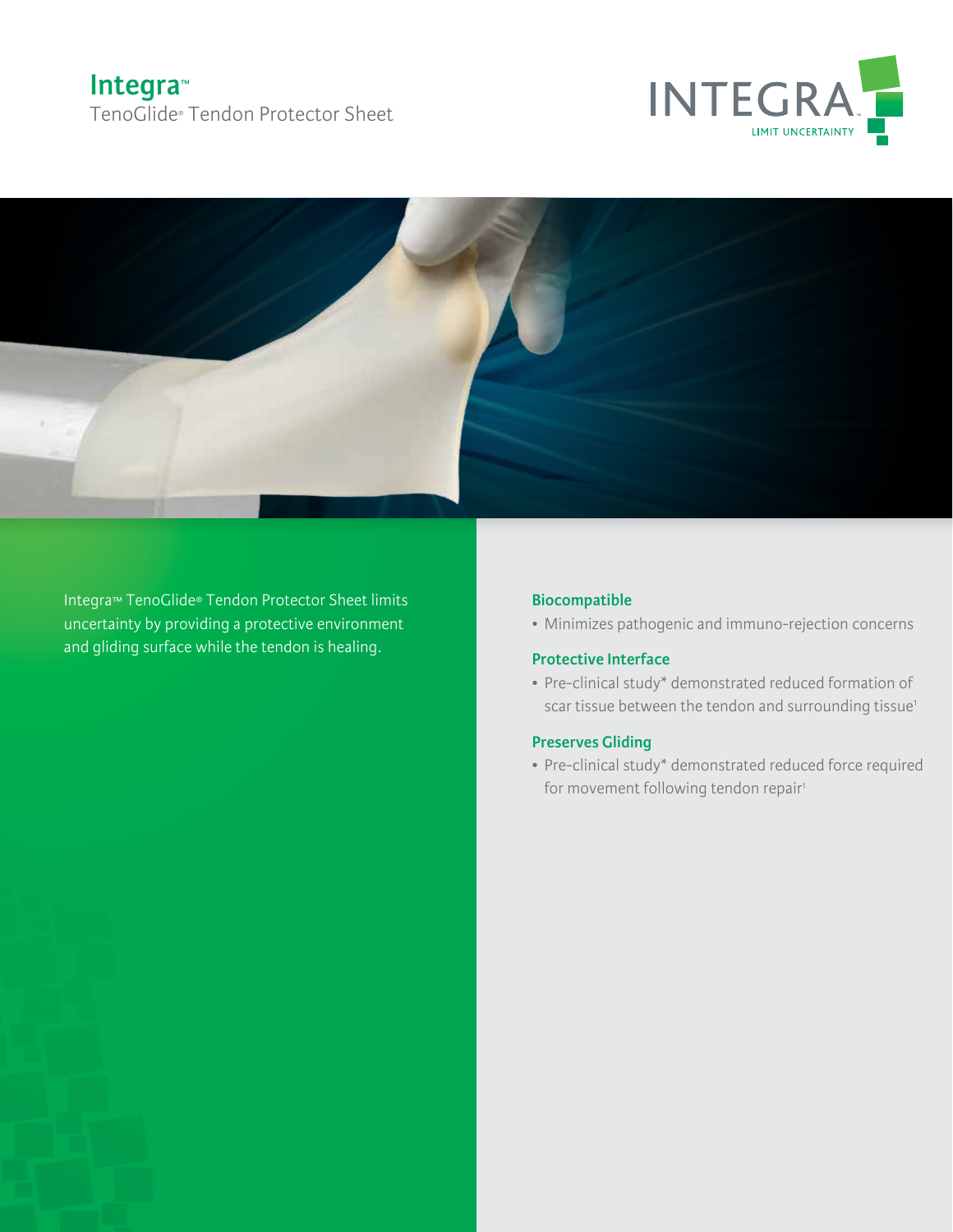# Integra™

## TenoGlide® Tendon Protector Sheet

INTEGRA™
LIMIT UNCERTAINTY

Integra™ TenoGlide® Tendon Protector Sheet limits uncertainty by providing a protective environment and gliding surface while the tendon is healing.

### Biocompatible

- Minimizes pathogenic and immuno-rejection concerns

### Protective Interface

- Pre-clinical study* demonstrated reduced formation of scar tissue between the tendon and surrounding tissue[1]

### Preserves Gliding

- Pre-clinical study* demonstrated reduced force required for movement following tendon repair[1]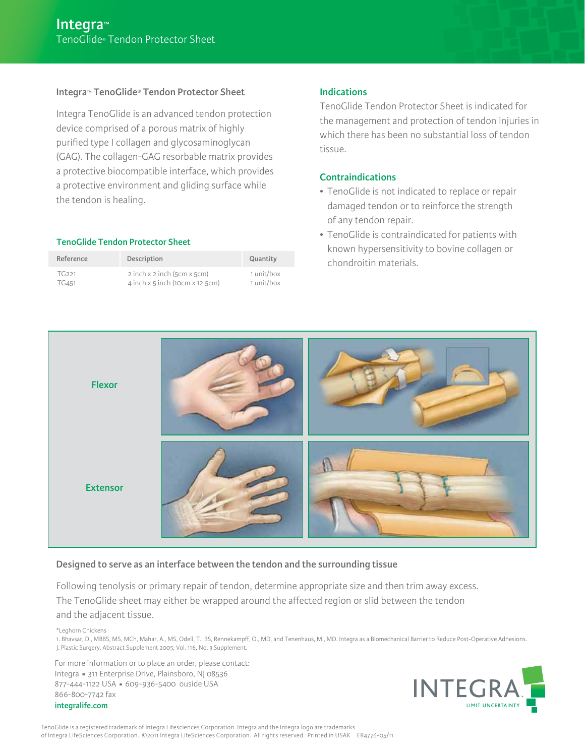# Integra™

TenoGlide® Tendon Protector Sheet

## Integra™ TenoGlide® Tendon Protector Sheet

Integra TenoGlide is an advanced tendon protection device comprised of a porous matrix of highly purified type I collagen and glycosaminoglycan (GAG). The collagen-GAG resorbable matrix provides a protective biocompatible interface, which provides a protective environment and gliding surface while the tendon is healing.

### TenoGlide Tendon Protector Sheet

| Reference | Description | Quantity |
|---|---|---|
| TG221 | 2 inch x 2 inch (5cm x 5cm) | 1 unit/box |
| TG451 | 4 inch x 5 inch (10cm x 12.5cm) | 1 unit/box |

### Indications

TenoGlide Tendon Protector Sheet is indicated for the management and protection of tendon injuries in which there has been no substantial loss of tendon tissue.

### Contraindications

- TenoGlide is not indicated to replace or repair damaged tendon or to reinforce the strength of any tendon repair.
- TenoGlide is contraindicated for patients with known hypersensitivity to bovine collagen or chondroitin materials.

Flexor

Extensor

### Designed to serve as an interface between the tendon and the surrounding tissue

Following tenolysis or primary repair of tendon, determine appropriate size and then trim away excess. The TenoGlide sheet may either be wrapped around the affected region or slid between the tendon and the adjacent tissue.

*Leghorn Chickens

1. Bhavsar, D., MBBS, MS, MCh, Mahar, A., MS, Odell, T., BS, Rennekampff, O., MD, and Tenenhaus, M., MD. Integra as a Biomechanical Barrier to Reduce Post-Operative Adhesions. J. Plastic Surgery. Abstract Supplement 2005; Vol. 116, No. 3 Supplement.

For more information or to place an order, please contact:
Integra ▪ 311 Enterprise Drive, Plainsboro, NJ 08536
877-444-1122 USA ▪ 609-936-5400 ouside USA
866-800-7742 fax
integralife.com

INTEGRA
LIMIT UNCERTAINTY

TenoGlide is a registered trademark of Integra Lifesciences Corporation. Integra and the Integra logo are trademarks of Integra LifeSciences Corporation. ©2011 Integra LifeSciences Corporation. All rights reserved. Printed in USAK ER4776-05/11